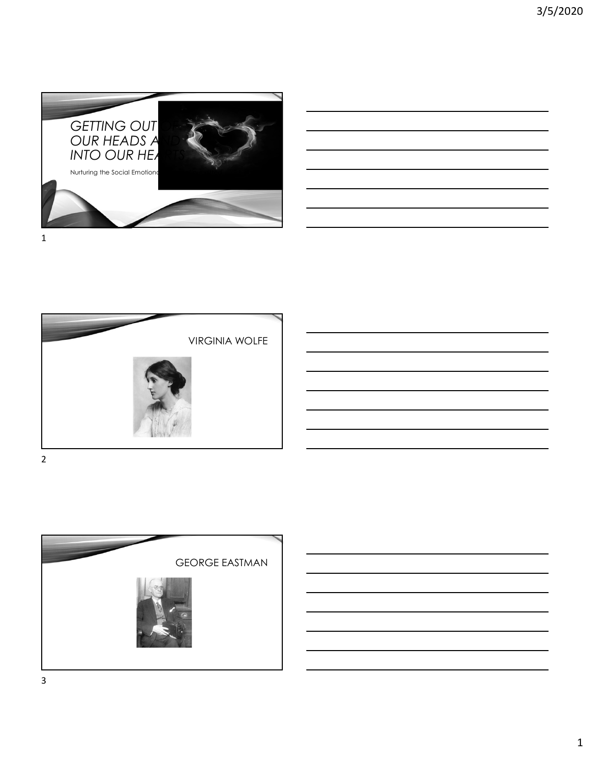# GETTING OUT OF OUR HEADS AND INTO OUR HEARTS

Nurturing the Social Emotional

## VIRGINIA WOLFE

## GEORGE EASTMAN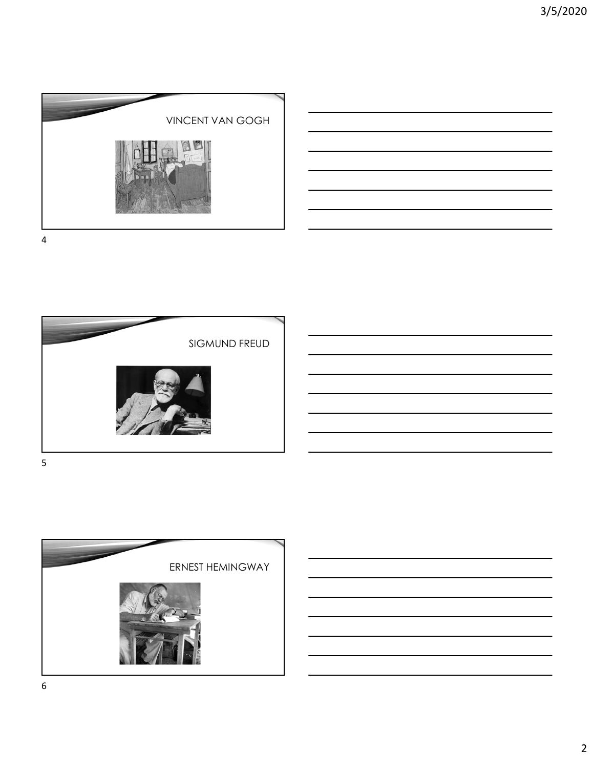## VINCENT VAN GOGH

## SIGMUND FREUD

## ERNEST HEMINGWAY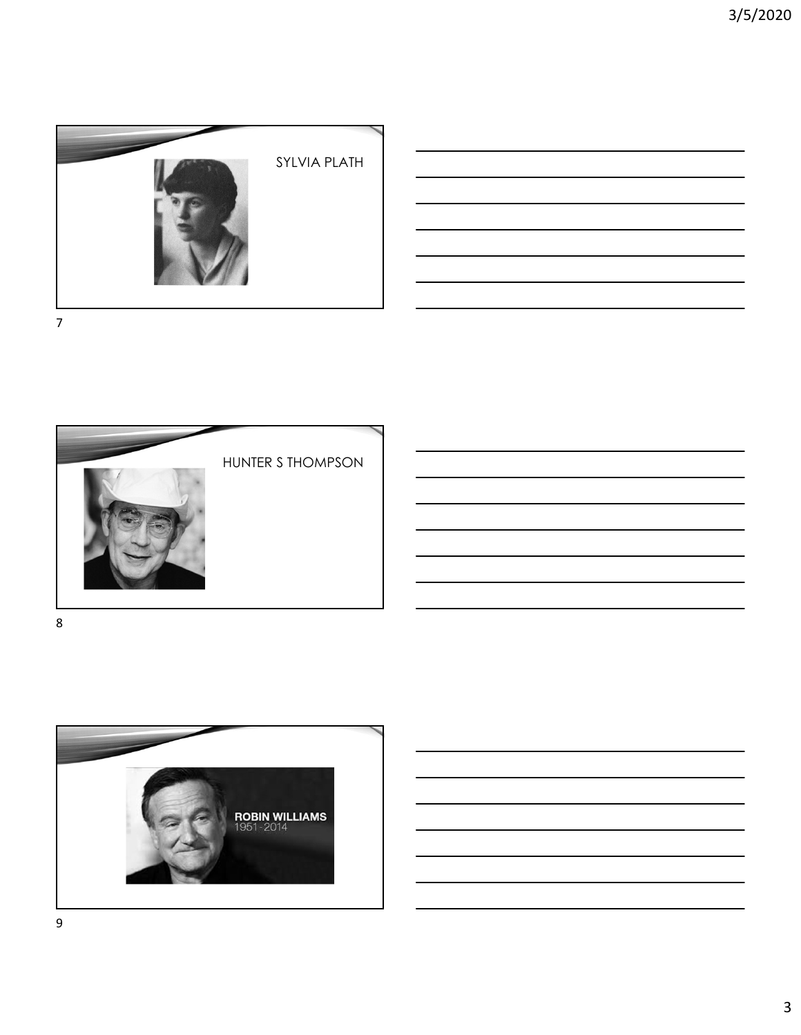SYLVIA PLATH

HUNTER S THOMPSON

ROBIN WILLIAMS
1951 - 2014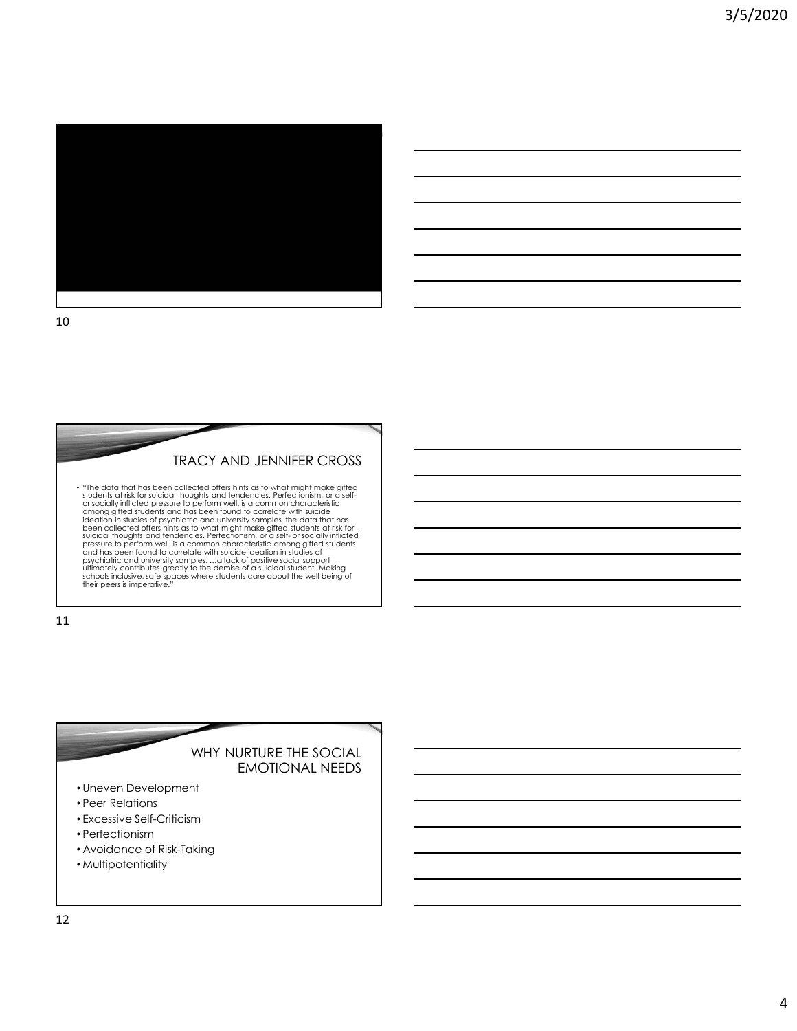## TRACY AND JENNIFER CROSS

- "The data that has been collected offers hints as to what might make gifted students at risk for suicidal thoughts and tendencies. Perfectionism, or a self- or socially inflicted pressure to perform well, is a common characteristic among gifted students and has been found to correlate with suicide ideation in studies of psychiatric and university samples. the data that has been collected offers hints as to what might make gifted students at risk for suicidal thoughts and tendencies. Perfectionism, or a self- or socially inflicted pressure to perform well, is a common characteristic among gifted students and has been found to correlate with suicide ideation in studies of psychiatric and university samples. …a lack of positive social support ultimately contributes greatly to the demise of a suicidal student. Making schools inclusive, safe spaces where students care about the well being of their peers is imperative."

## WHY NURTURE THE SOCIAL EMOTIONAL NEEDS

- Uneven Development
- Peer Relations
- Excessive Self-Criticism
- Perfectionism
- Avoidance of Risk-Taking
- Multipotentiality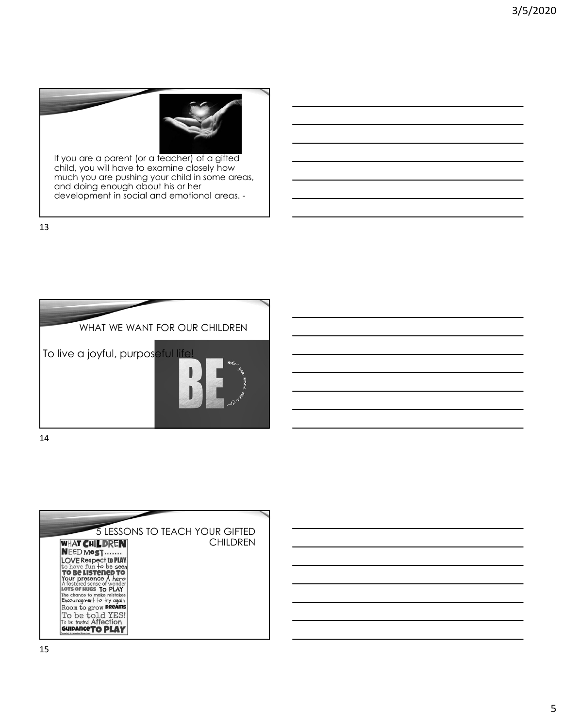If you are a parent (or a teacher) of a gifted child, you will have to examine closely how much you are pushing your child in some areas, and doing enough about his or her development in social and emotional areas. -

## WHAT WE WANT FOR OUR CHILDREN

To live a joyful, purposeful life!

## 5 LESSONS TO TEACH YOUR GIFTED CHILDREN

WHAT CHILDREN NEED MOST.......
LOVE Respect to PLAY
to have fun to be seen
TO BE LISTENED TO
Your presence A hero
A fostered sense of wonder
LOTS OF HUGS To PLAY
The chance to make mistakes
Encouragment to try again
Room to grow DREAMS
To be told YES!
To be trusted Affection
GUIDANCE TO PLAY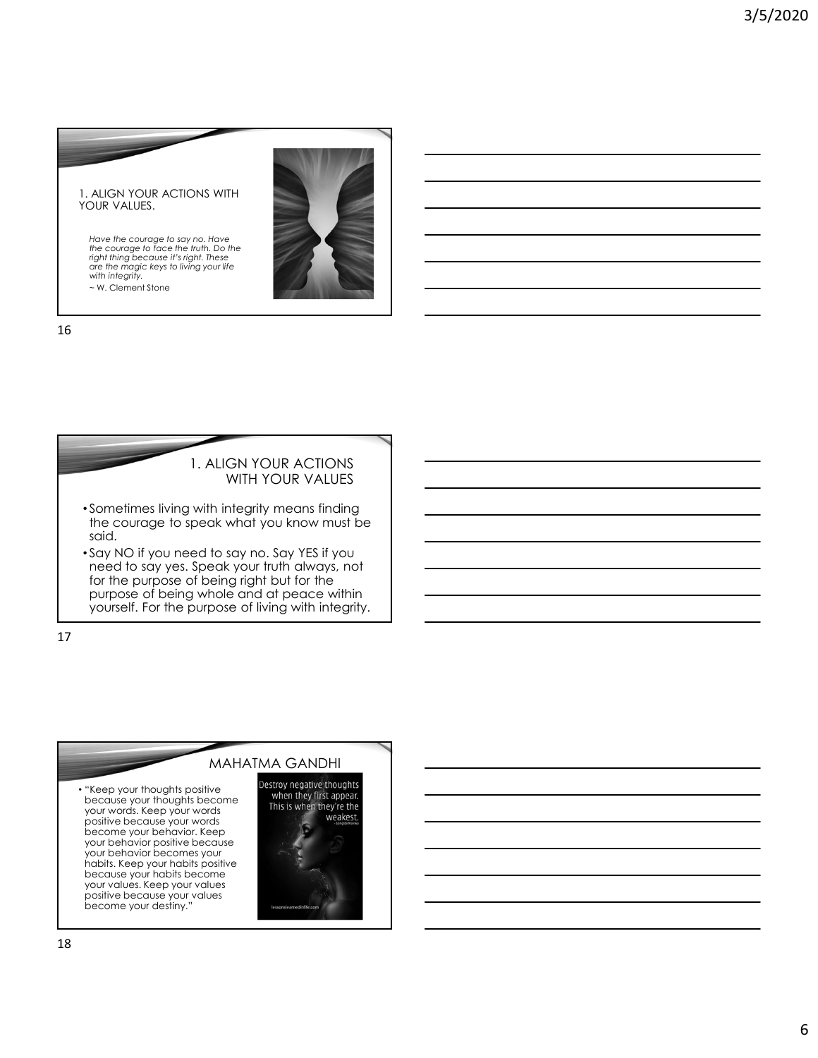## 1. ALIGN YOUR ACTIONS WITH YOUR VALUES.

*Have the courage to say no. Have the courage to face the truth. Do the right thing because it's right. These are the magic keys to living your life with integrity.*

~ W. Clement Stone

## 1. ALIGN YOUR ACTIONS WITH YOUR VALUES

- Sometimes living with integrity means finding the courage to speak what you know must be said.
- Say NO if you need to say no. Say YES if you need to say yes. Speak your truth always, not for the purpose of being right but for the purpose of being whole and at peace within yourself. For the purpose of living with integrity.

## MAHATMA GANDHI

- "Keep your thoughts positive because your thoughts become your words. Keep your words positive because your words become your behavior. Keep your behavior positive because your behavior becomes your habits. Keep your habits positive because your habits become your values. Keep your values positive because your values become your destiny."

Destroy negative thoughts when they first appear. This is when they're the weakest.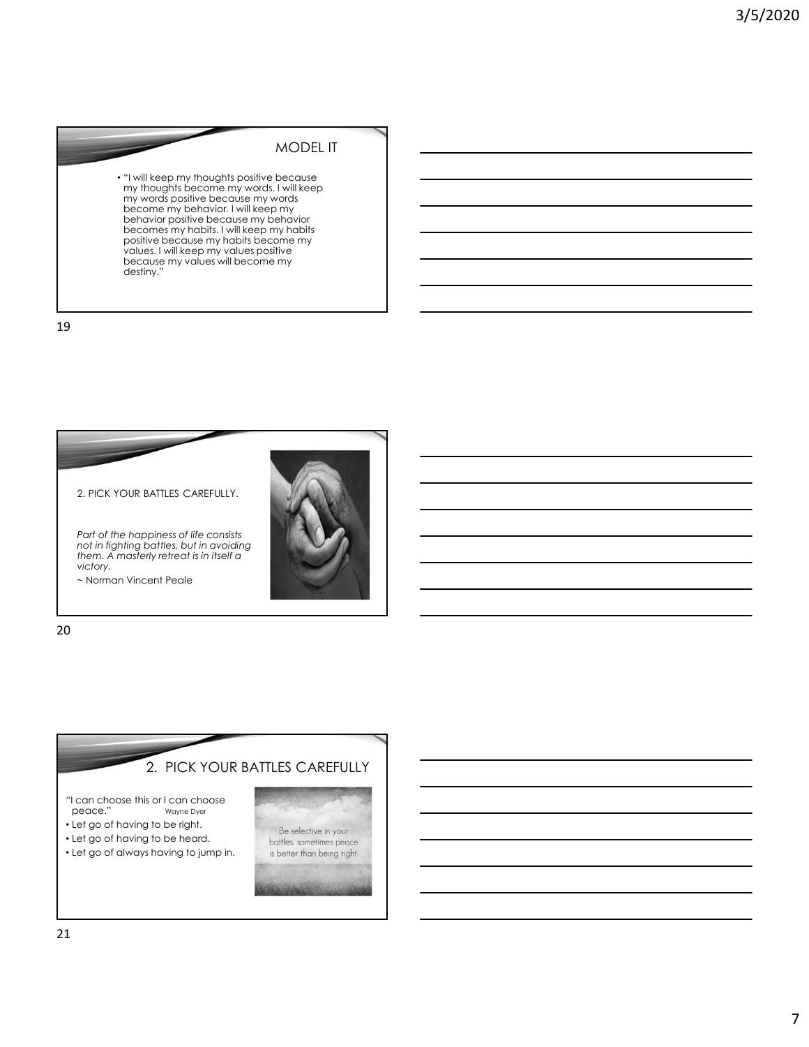## MODEL IT

- "I will keep my thoughts positive because my thoughts become my words. I will keep my words positive because my words become my behavior. I will keep my behavior positive because my behavior becomes my habits. I will keep my habits positive because my habits become my values. I will keep my values positive because my values will become my destiny."

2. PICK YOUR BATTLES CAREFULLY.

*Part of the happiness of life consists not in fighting battles, but in avoiding them. A masterly retreat is in itself a victory.*

~ Norman Vincent Peale

## 2. PICK YOUR BATTLES CAREFULLY

"I can choose this or I can choose peace." Wayne Dyer

- Let go of having to be right.
- Let go of having to be heard.
- Let go of always having to jump in.

Be selective in your battles, sometimes peace is better than being right.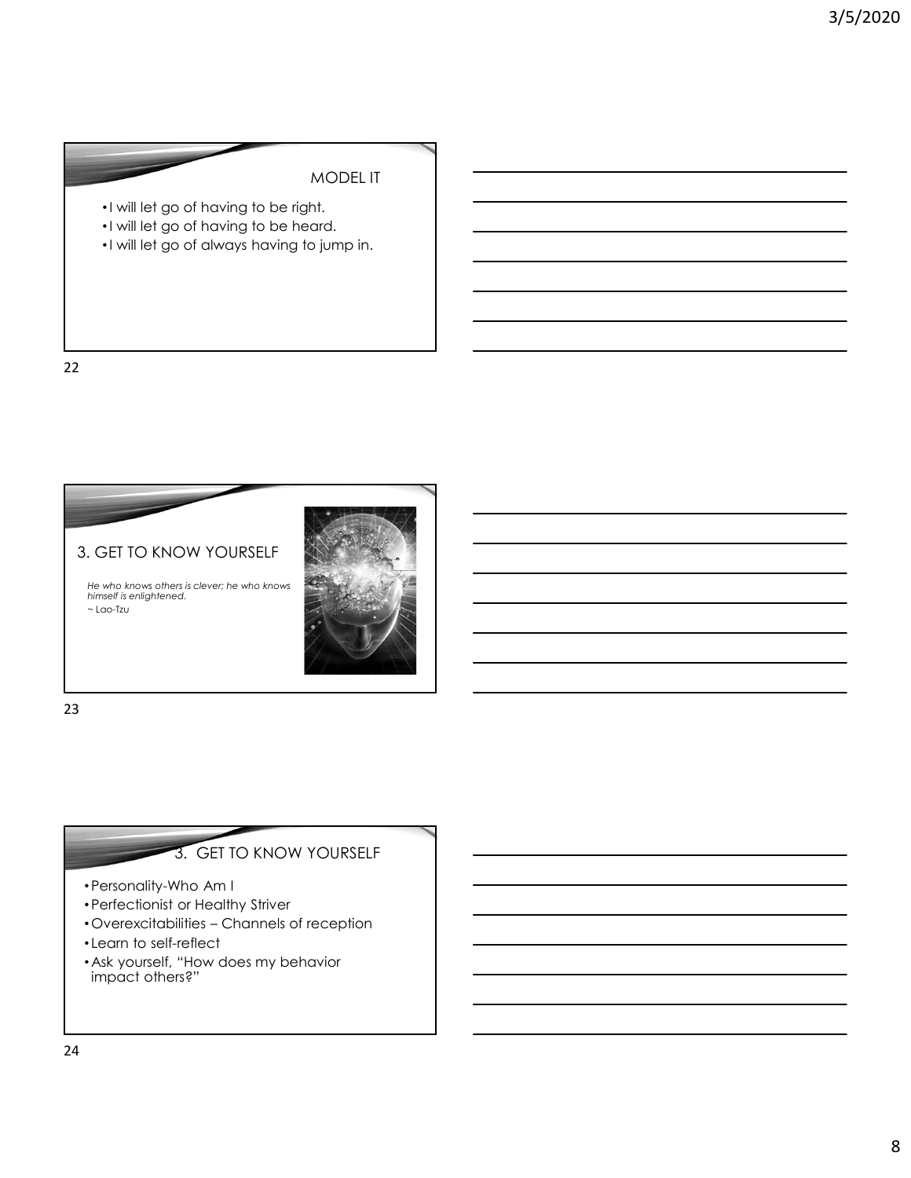## MODEL IT

- I will let go of having to be right.
- I will let go of having to be heard.
- I will let go of always having to jump in.

## 3. GET TO KNOW YOURSELF

*He who knows others is clever; he who knows himself is enlightened.*
~ Lao-Tzu

## 3. GET TO KNOW YOURSELF

- Personality-Who Am I
- Perfectionist or Healthy Striver
- Overexcitabilities – Channels of reception
- Learn to self-reflect
- Ask yourself, "How does my behavior impact others?"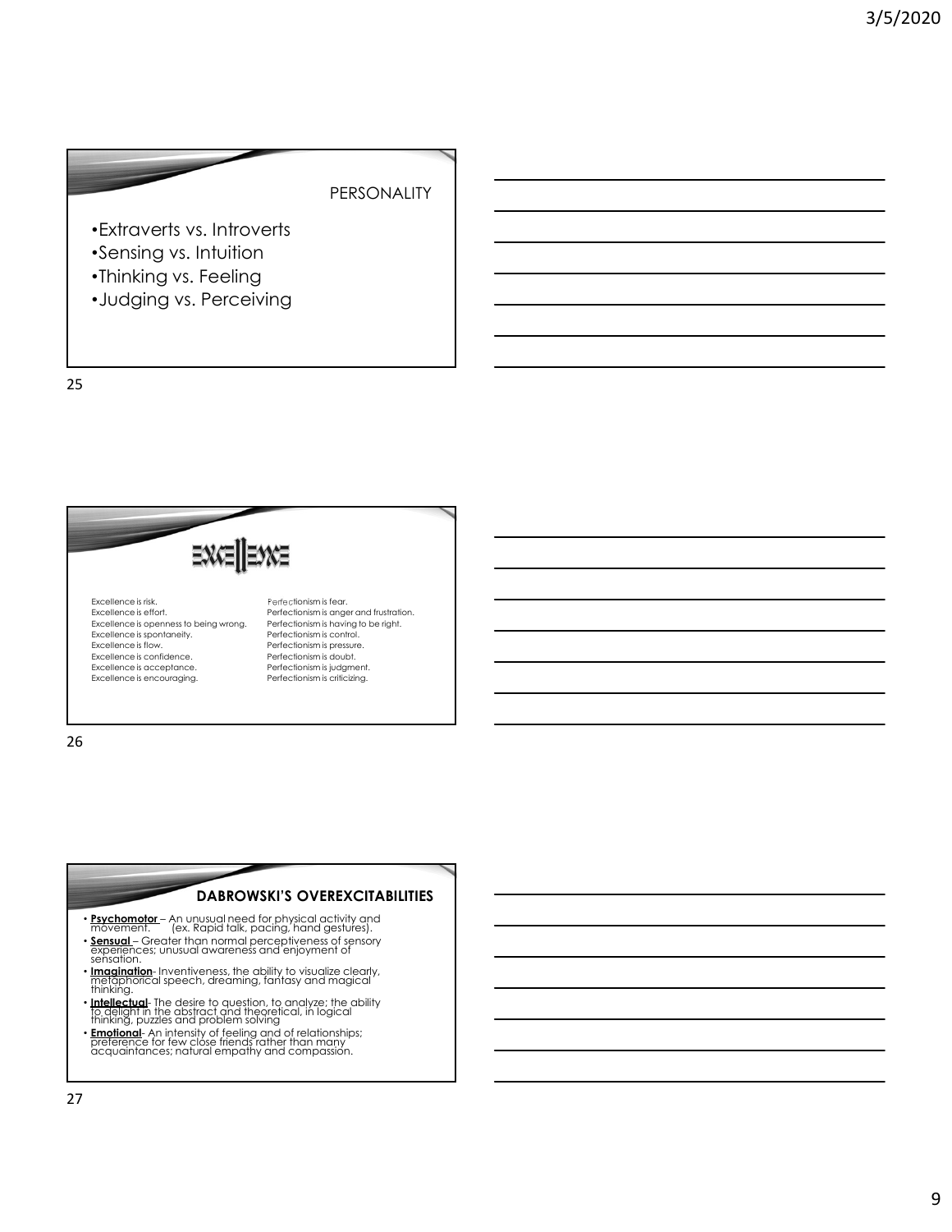## PERSONALITY

- Extraverts vs. Introverts
- Sensing vs. Intuition
- Thinking vs. Feeling
- Judging vs. Perceiving

## EXCELLENCE

| | |
|---|---|
| Excellence is risk. | Perfectionism is fear. |
| Excellence is effort. | Perfectionism is anger and frustration. |
| Excellence is openness to being wrong. | Perfectionism is having to be right. |
| Excellence is spontaneity. | Perfectionism is control. |
| Excellence is flow. | Perfectionism is pressure. |
| Excellence is confidence. | Perfectionism is doubt. |
| Excellence is acceptance. | Perfectionism is judgment. |
| Excellence is encouraging. | Perfectionism is criticizing. |

## DABROWSKI'S OVEREXCITABILITIES

- **Psychomotor** – An unusual need for physical activity and movement. (ex. Rapid talk, pacing, hand gestures).
- **Sensual** – Greater than normal perceptiveness of sensory experiences; unusual awareness and enjoyment of sensation.
- **Imagination**- Inventiveness, the ability to visualize clearly, metaphorical speech, dreaming, fantasy and magical thinking.
- **Intellectual**- The desire to question, to analyze; the ability to delight in the abstract and theoretical, in logical thinking, puzzles and problem solving
- **Emotional**- An intensity of feeling and of relationships; preference for few close friends rather than many acquaintances; natural empathy and compassion.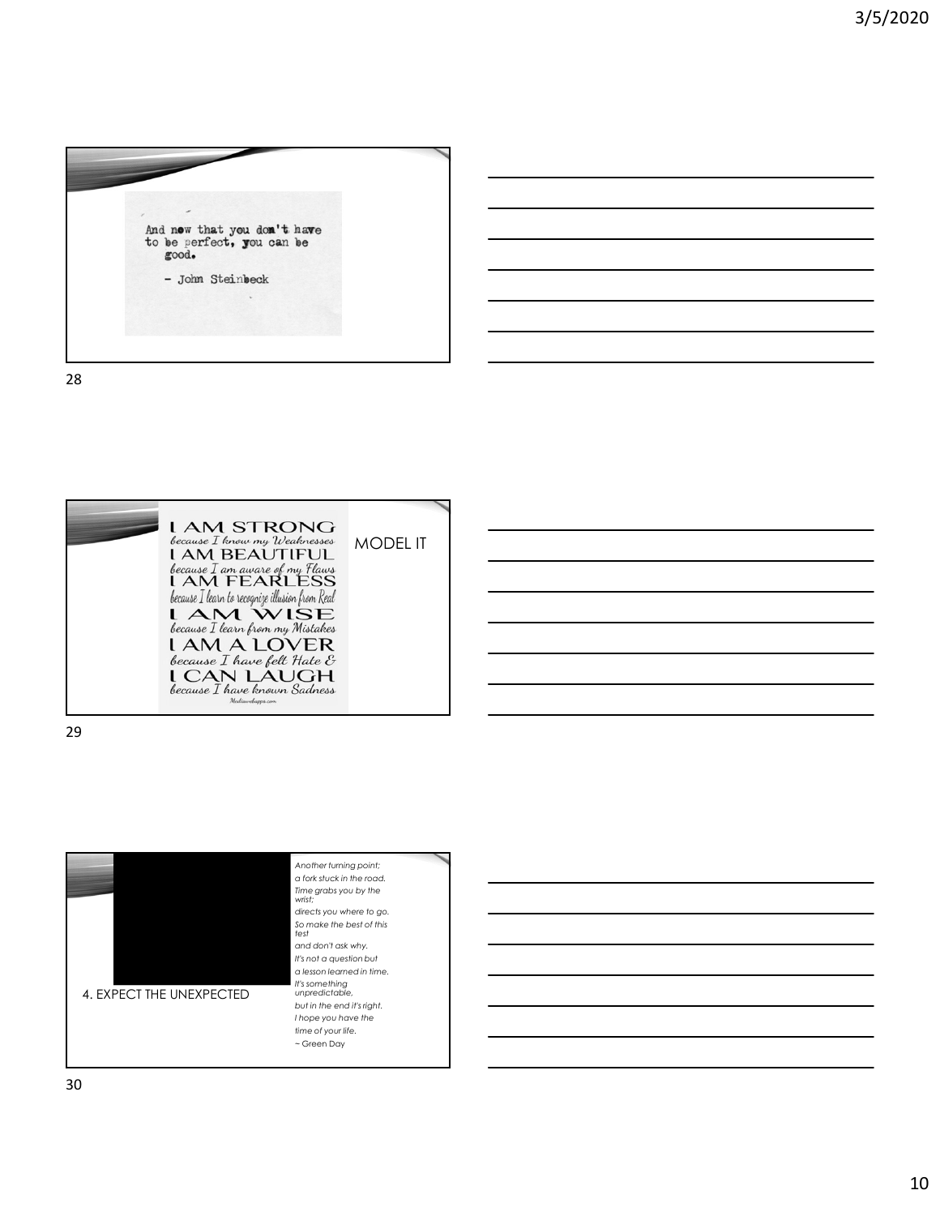And now that you don't have to be perfect, you can be good.

- John Steinbeck

I AM STRONG
*because I know my Weaknesses*
I AM BEAUTIFUL
*because I am aware of my Flaws*
I AM FEARLESS
*because I learn to recognize illusion from Real*
I AM WISE
*because I learn from my Mistakes*
I AM A LOVER
*because I have felt Hate &*
I CAN LAUGH
*because I have known Sadness*

MODEL IT

4. EXPECT THE UNEXPECTED

*Another turning point;*
*a fork stuck in the road.*
*Time grabs you by the wrist;*
*directs you where to go.*
*So make the best of this test*
*and don't ask why.*
*It's not a question but*
*a lesson learned in time.*
*It's something unpredictable,*
*but in the end it's right.*
*I hope you have the*
*time of your life.*
~ Green Day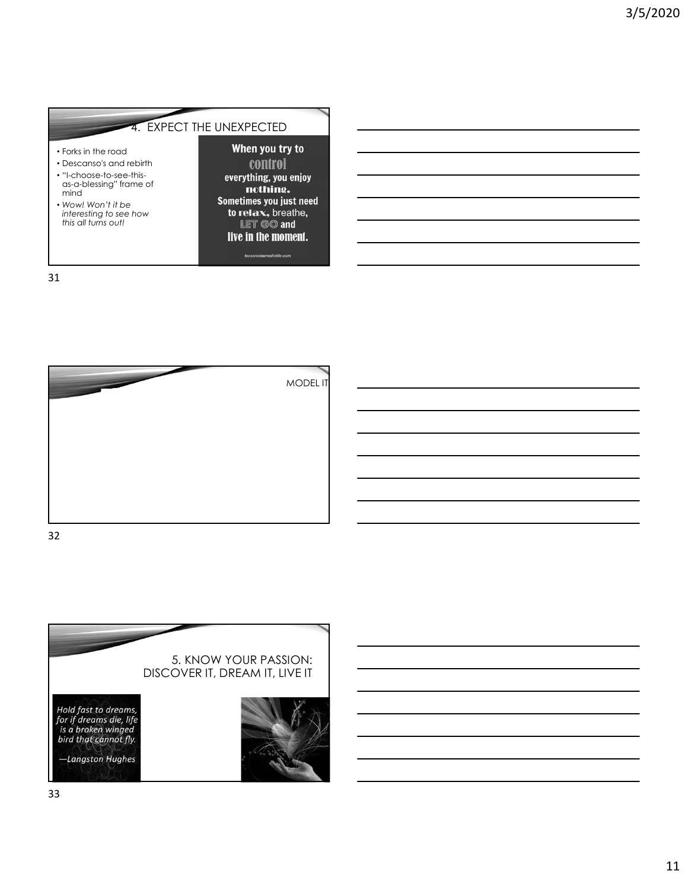## 4. EXPECT THE UNEXPECTED

- Forks in the road
- Descanso's and rebirth
- "I-choose-to-see-this-as-a-blessing" frame of mind
- *Wow! Won't it be interesting to see how this all turns out!*

When you try to **control** everything, you enjoy **nothing.** Sometimes you just need to **relax,** breathe, **LET GO** and **live in the moment.**

lessonslearnedinlife.com

## MODEL IT

## 5. KNOW YOUR PASSION: DISCOVER IT, DREAM IT, LIVE IT

*Hold fast to dreams, for if dreams die, life is a broken winged bird that cannot fly.*

*—Langston Hughes*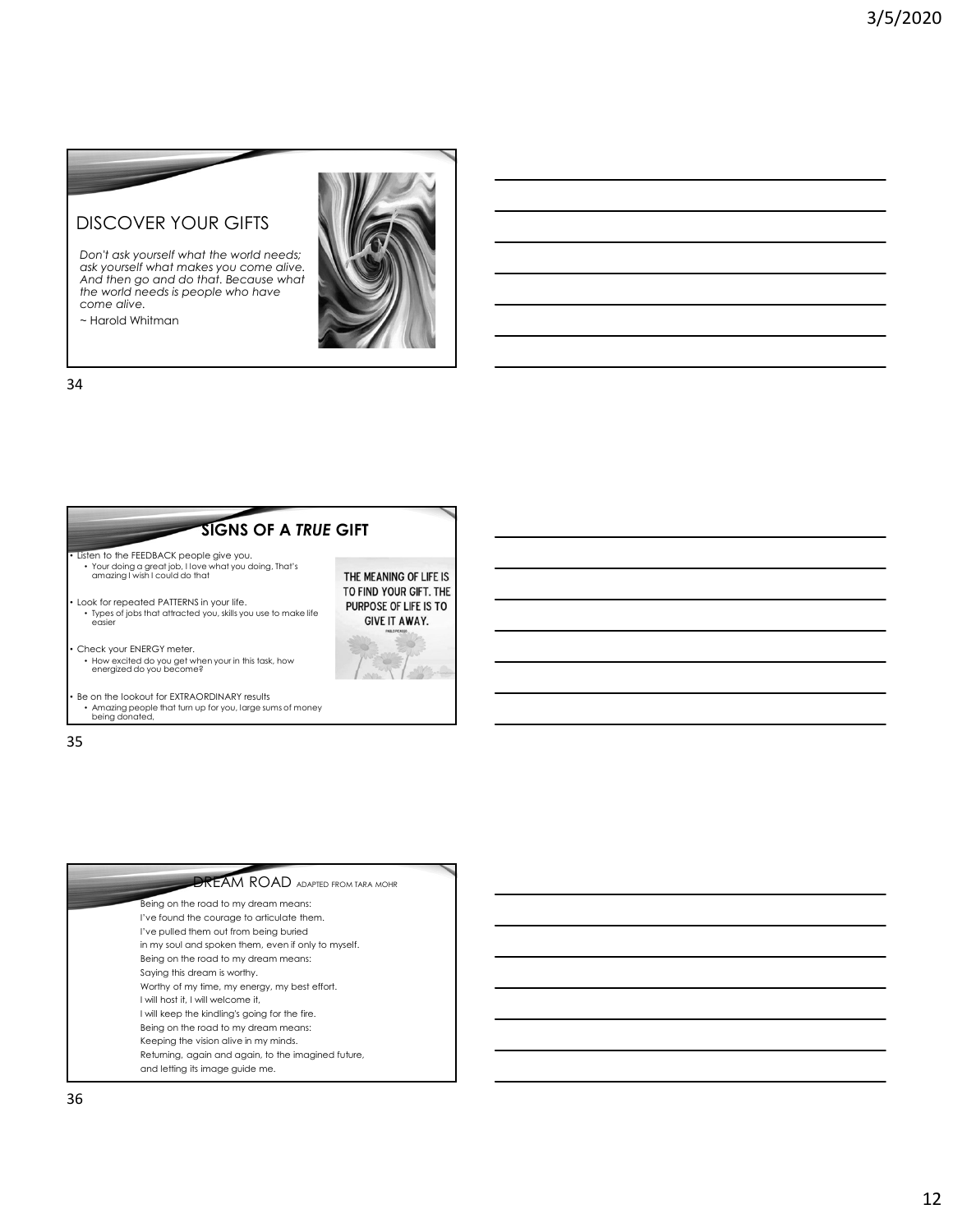## DISCOVER YOUR GIFTS

*Don't ask yourself what the world needs; ask yourself what makes you come alive. And then go and do that. Because what the world needs is people who have come alive.*

~ Harold Whitman

## SIGNS OF A *TRUE* GIFT

- Listen to the FEEDBACK people give you.
  - Your doing a great job, I love what you doing, That's amazing I wish I could do that
- Look for repeated PATTERNS in your life.
  - Types of jobs that attracted you, skills you use to make life easier
- Check your ENERGY meter.
  - How excited do you get when your in this task, how energized do you become?
- Be on the lookout for EXTRAORDINARY results
  - Amazing people that turn up for you, large sums of money being donated,

THE MEANING OF LIFE IS TO FIND YOUR GIFT. THE PURPOSE OF LIFE IS TO GIVE IT AWAY.

## DREAM ROAD ADAPTED FROM TARA MOHR

Being on the road to my dream means:
I've found the courage to articulate them.
I've pulled them out from being buried
in my soul and spoken them, even if only to myself.
Being on the road to my dream means:
Saying this dream is worthy.
Worthy of my time, my energy, my best effort.
I will host it, I will welcome it,
I will keep the kindling's going for the fire.
Being on the road to my dream means:
Keeping the vision alive in my minds.
Returning, again and again, to the imagined future,
and letting its image guide me.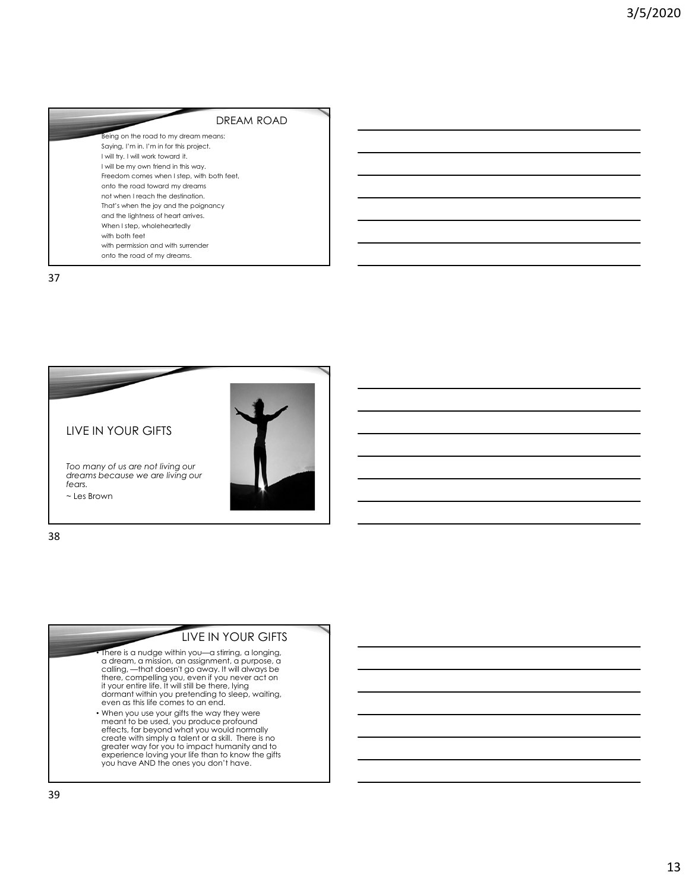## DREAM ROAD

Being on the road to my dream means:
Saying, I'm in. I'm in for this project.
I will try. I will work toward it.
I will be my own friend in this way.
Freedom comes when I step, with both feet,
onto the road toward my dreams
not when I reach the destination.
That's when the joy and the poignancy
and the lightness of heart arrives.
When I step, wholeheartedly
with both feet
with permission and with surrender
onto the road of my dreams.

## LIVE IN YOUR GIFTS

*Too many of us are not living our dreams because we are living our fears.*

~ Les Brown

## LIVE IN YOUR GIFTS

- There is a nudge within you—a stirring, a longing, a dream, a mission, an assignment, a purpose, a calling, —that doesn't go away. It will always be there, compelling you, even if you never act on it your entire life. It will still be there, lying dormant within you pretending to sleep, waiting, even as this life comes to an end.
- When you use your gifts the way they were meant to be used, you produce profound effects, far beyond what you would normally create with simply a talent or a skill. There is no greater way for you to impact humanity and to experience loving your life than to know the gifts you have AND the ones you don't have.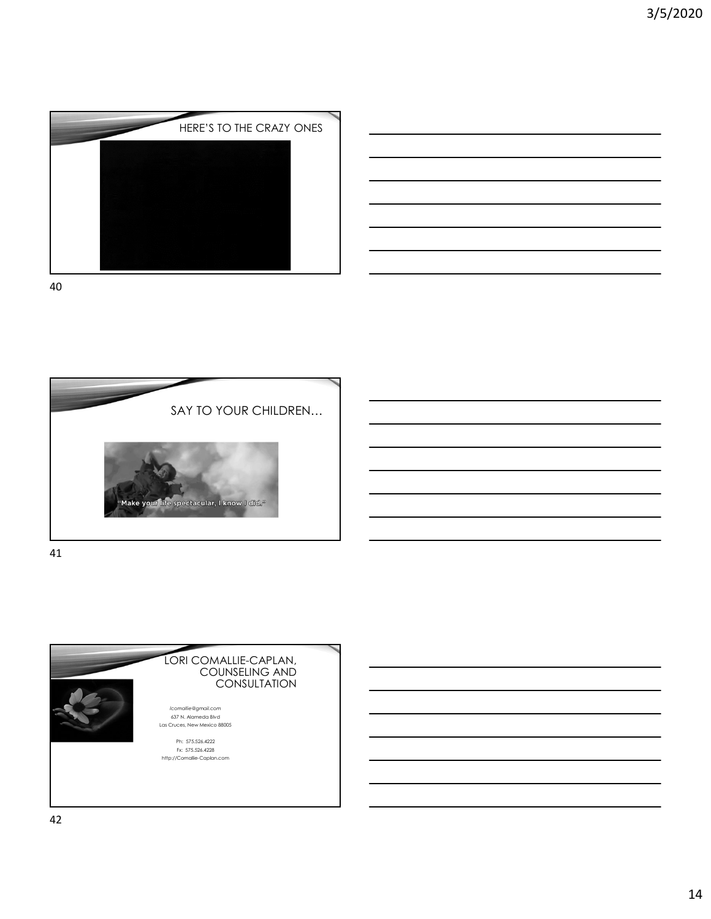## HERE'S TO THE CRAZY ONES

## SAY TO YOUR CHILDREN…

"Make your life spectacular, I know I did."

## LORI COMALLIE-CAPLAN, COUNSELING AND CONSULTATION

*lcomallie@gmail.com*
637 N. Alameda Blvd
Las Cruces, New Mexico 88005

Ph: 575.526.4222
Fx: 575.526.4228
http://Comallie-Caplan.com